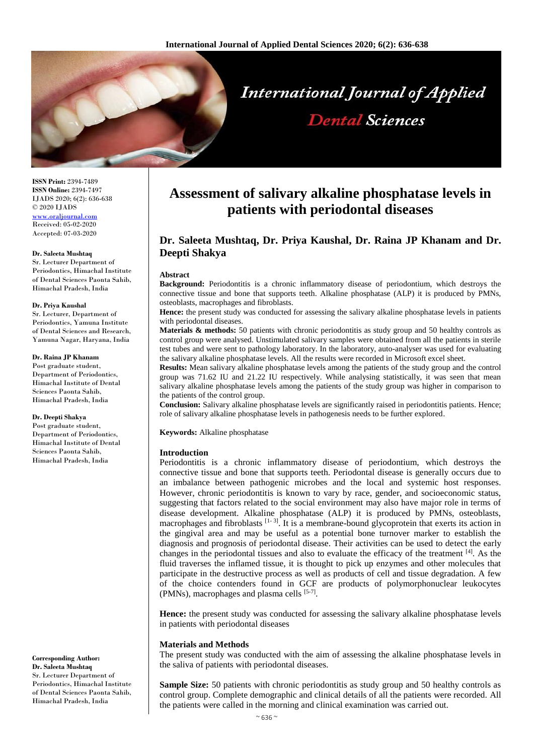**ISSN Print:** 2394-7489
**ISSN Online:** 2394-7497
IJADS 2020; 6(2): 636-638
© 2020 IJADS
www.oraljournal.com
Received: 05-02-2020
Accepted: 07-03-2020

**Dr. Saleeta Mushtaq**
Sr. Lecturer Department of Periodontics, Himachal Institute of Dental Sciences Paonta Sahib, Himachal Pradesh, India

**Dr. Priya Kaushal**
Sr. Lecturer, Department of Periodontics, Yamuna Institute of Dental Sciences and Research, Yamuna Nagar, Haryana, India

**Dr. Raina JP Khanam**
Post graduate student, Department of Periodontics, Himachal Institute of Dental Sciences Paonta Sahib, Himachal Pradesh, India

**Dr. Deepti Shakya**
Post graduate student, Department of Periodontics, Himachal Institute of Dental Sciences Paonta Sahib, Himachal Pradesh, India

**Corresponding Author:**
**Dr. Saleeta Mushtaq**
Sr. Lecturer Department of Periodontics, Himachal Institute of Dental Sciences Paonta Sahib, Himachal Pradesh, India

# Assessment of salivary alkaline phosphatase levels in patients with periodontal diseases

## Dr. Saleeta Mushtaq, Dr. Priya Kaushal, Dr. Raina JP Khanam and Dr. Deepti Shakya

### Abstract

**Background:** Periodontitis is a chronic inflammatory disease of periodontium, which destroys the connective tissue and bone that supports teeth. Alkaline phosphatase (ALP) it is produced by PMNs, osteoblasts, macrophages and fibroblasts.

**Hence:** the present study was conducted for assessing the salivary alkaline phosphatase levels in patients with periodontal diseases.

**Materials & methods:** 50 patients with chronic periodontitis as study group and 50 healthy controls as control group were analysed. Unstimulated salivary samples were obtained from all the patients in sterile test tubes and were sent to pathology laboratory. In the laboratory, auto-analyser was used for evaluating the salivary alkaline phosphatase levels. All the results were recorded in Microsoft excel sheet.

**Results:** Mean salivary alkaline phosphatase levels among the patients of the study group and the control group was 71.62 IU and 21.22 IU respectively. While analysing statistically, it was seen that mean salivary alkaline phosphatase levels among the patients of the study group was higher in comparison to the patients of the control group.

**Conclusion:** Salivary alkaline phosphatase levels are significantly raised in periodontitis patients. Hence; role of salivary alkaline phosphatase levels in pathogenesis needs to be further explored.

**Keywords:** Alkaline phosphatase

### Introduction

Periodontitis is a chronic inflammatory disease of periodontium, which destroys the connective tissue and bone that supports teeth. Periodontal disease is generally occurs due to an imbalance between pathogenic microbes and the local and systemic host responses. However, chronic periodontitis is known to vary by race, gender, and socioeconomic status, suggesting that factors related to the social environment may also have major role in terms of disease development. Alkaline phosphatase (ALP) it is produced by PMNs, osteoblasts, macrophages and fibroblasts [1-3]. It is a membrane-bound glycoprotein that exerts its action in the gingival area and may be useful as a potential bone turnover marker to establish the diagnosis and prognosis of periodontal disease. Their activities can be used to detect the early changes in the periodontal tissues and also to evaluate the efficacy of the treatment [4]. As the fluid traverses the inflamed tissue, it is thought to pick up enzymes and other molecules that participate in the destructive process as well as products of cell and tissue degradation. A few of the choice contenders found in GCF are products of polymorphonuclear leukocytes (PMNs), macrophages and plasma cells [5-7].

**Hence:** the present study was conducted for assessing the salivary alkaline phosphatase levels in patients with periodontal diseases

### Materials and Methods

The present study was conducted with the aim of assessing the alkaline phosphatase levels in the saliva of patients with periodontal diseases.

**Sample Size:** 50 patients with chronic periodontitis as study group and 50 healthy controls as control group. Complete demographic and clinical details of all the patients were recorded. All the patients were called in the morning and clinical examination was carried out.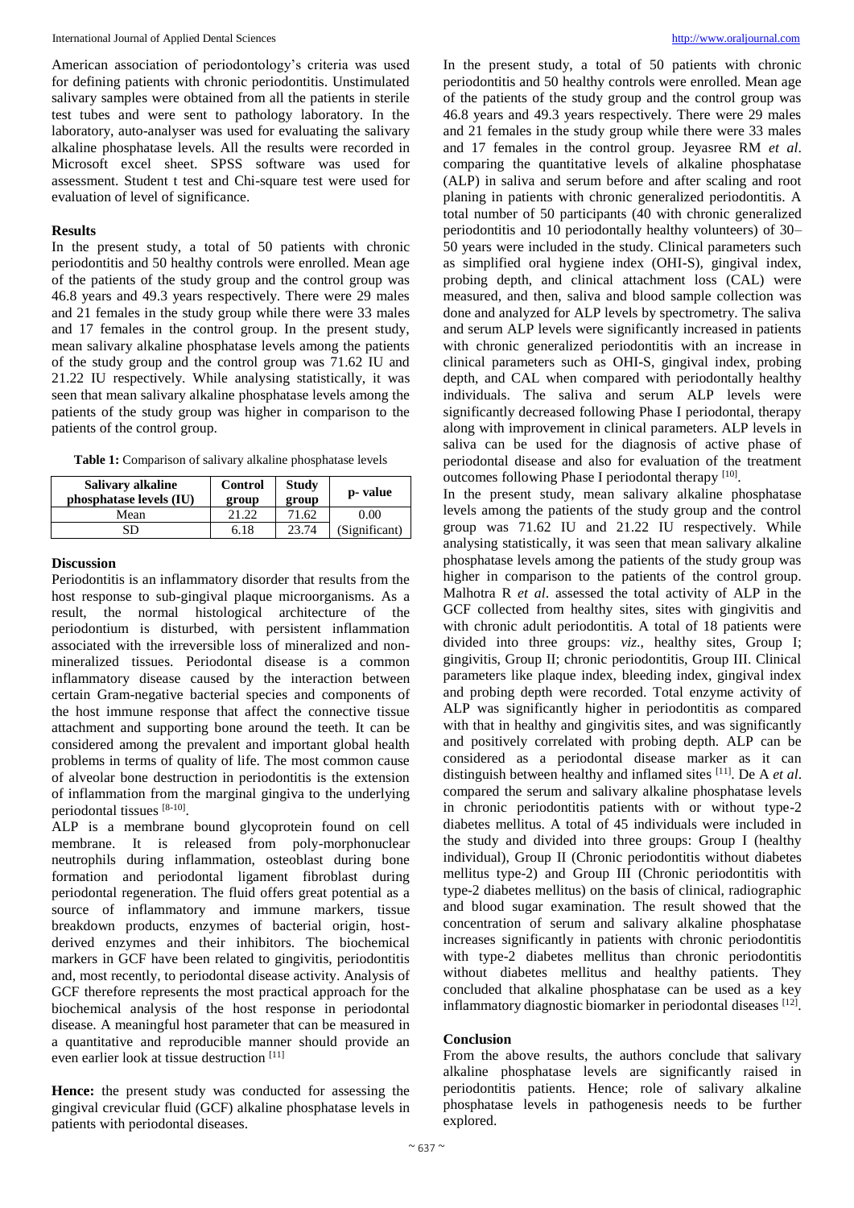American association of periodontology's criteria was used for defining patients with chronic periodontitis. Unstimulated salivary samples were obtained from all the patients in sterile test tubes and were sent to pathology laboratory. In the laboratory, auto-analyser was used for evaluating the salivary alkaline phosphatase levels. All the results were recorded in Microsoft excel sheet. SPSS software was used for assessment. Student t test and Chi-square test were used for evaluation of level of significance.

## Results

In the present study, a total of 50 patients with chronic periodontitis and 50 healthy controls were enrolled. Mean age of the patients of the study group and the control group was 46.8 years and 49.3 years respectively. There were 29 males and 21 females in the study group while there were 33 males and 17 females in the control group. In the present study, mean salivary alkaline phosphatase levels among the patients of the study group and the control group was 71.62 IU and 21.22 IU respectively. While analysing statistically, it was seen that mean salivary alkaline phosphatase levels among the patients of the study group was higher in comparison to the patients of the control group.

**Table 1:** Comparison of salivary alkaline phosphatase levels

| Salivary alkaline phosphatase levels (IU) | Control group | Study group | p- value |
|---|---|---|---|
| Mean | 21.22 | 71.62 | 0.00 |
| SD | 6.18 | 23.74 | (Significant) |

## Discussion

Periodontitis is an inflammatory disorder that results from the host response to sub-gingival plaque microorganisms. As a result, the normal histological architecture of the periodontium is disturbed, with persistent inflammation associated with the irreversible loss of mineralized and non-mineralized tissues. Periodontal disease is a common inflammatory disease caused by the interaction between certain Gram-negative bacterial species and components of the host immune response that affect the connective tissue attachment and supporting bone around the teeth. It can be considered among the prevalent and important global health problems in terms of quality of life. The most common cause of alveolar bone destruction in periodontitis is the extension of inflammation from the marginal gingiva to the underlying periodontal tissues [8-10].

ALP is a membrane bound glycoprotein found on cell membrane. It is released from poly-morphonuclear neutrophils during inflammation, osteoblast during bone formation and periodontal ligament fibroblast during periodontal regeneration. The fluid offers great potential as a source of inflammatory and immune markers, tissue breakdown products, enzymes of bacterial origin, host-derived enzymes and their inhibitors. The biochemical markers in GCF have been related to gingivitis, periodontitis and, most recently, to periodontal disease activity. Analysis of GCF therefore represents the most practical approach for the biochemical analysis of the host response in periodontal disease. A meaningful host parameter that can be measured in a quantitative and reproducible manner should provide an even earlier look at tissue destruction [11]

**Hence:** the present study was conducted for assessing the gingival crevicular fluid (GCF) alkaline phosphatase levels in patients with periodontal diseases.

In the present study, a total of 50 patients with chronic periodontitis and 50 healthy controls were enrolled. Mean age of the patients of the study group and the control group was 46.8 years and 49.3 years respectively. There were 29 males and 21 females in the study group while there were 33 males and 17 females in the control group. Jeyasree RM *et al*. comparing the quantitative levels of alkaline phosphatase (ALP) in saliva and serum before and after scaling and root planing in patients with chronic generalized periodontitis. A total number of 50 participants (40 with chronic generalized periodontitis and 10 periodontally healthy volunteers) of 30–50 years were included in the study. Clinical parameters such as simplified oral hygiene index (OHI-S), gingival index, probing depth, and clinical attachment loss (CAL) were measured, and then, saliva and blood sample collection was done and analyzed for ALP levels by spectrometry. The saliva and serum ALP levels were significantly increased in patients with chronic generalized periodontitis with an increase in clinical parameters such as OHI-S, gingival index, probing depth, and CAL when compared with periodontally healthy individuals. The saliva and serum ALP levels were significantly decreased following Phase I periodontal, therapy along with improvement in clinical parameters. ALP levels in saliva can be used for the diagnosis of active phase of periodontal disease and also for evaluation of the treatment outcomes following Phase I periodontal therapy [10].

In the present study, mean salivary alkaline phosphatase levels among the patients of the study group and the control group was 71.62 IU and 21.22 IU respectively. While analysing statistically, it was seen that mean salivary alkaline phosphatase levels among the patients of the study group was higher in comparison to the patients of the control group. Malhotra R *et al*. assessed the total activity of ALP in the GCF collected from healthy sites, sites with gingivitis and with chronic adult periodontitis. A total of 18 patients were divided into three groups: *viz.*, healthy sites, Group I; gingivitis, Group II; chronic periodontitis, Group III. Clinical parameters like plaque index, bleeding index, gingival index and probing depth were recorded. Total enzyme activity of ALP was significantly higher in periodontitis as compared with that in healthy and gingivitis sites, and was significantly and positively correlated with probing depth. ALP can be considered as a periodontal disease marker as it can distinguish between healthy and inflamed sites [11]. De A *et al*. compared the serum and salivary alkaline phosphatase levels in chronic periodontitis patients with or without type-2 diabetes mellitus. A total of 45 individuals were included in the study and divided into three groups: Group I (healthy individual), Group II (Chronic periodontitis without diabetes mellitus type-2) and Group III (Chronic periodontitis with type-2 diabetes mellitus) on the basis of clinical, radiographic and blood sugar examination. The result showed that the concentration of serum and salivary alkaline phosphatase increases significantly in patients with chronic periodontitis with type-2 diabetes mellitus than chronic periodontitis without diabetes mellitus and healthy patients. They concluded that alkaline phosphatase can be used as a key inflammatory diagnostic biomarker in periodontal diseases [12].

## Conclusion

From the above results, the authors conclude that salivary alkaline phosphatase levels are significantly raised in periodontitis patients. Hence; role of salivary alkaline phosphatase levels in pathogenesis needs to be further explored.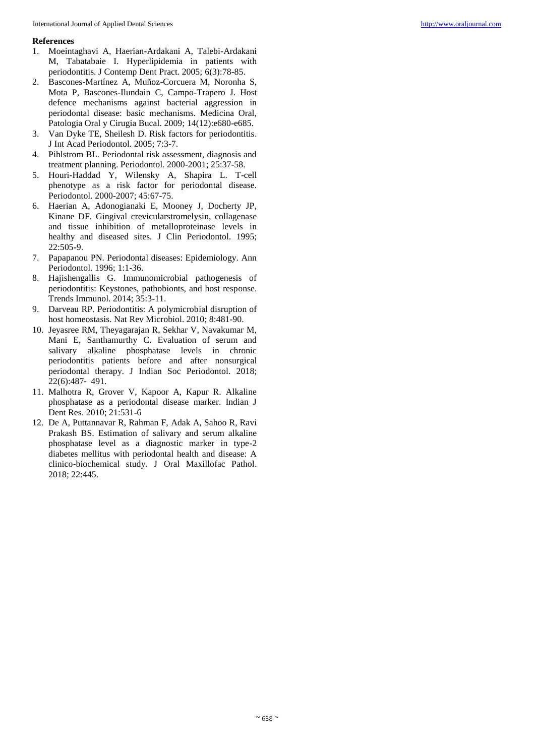## References

1. Moeintaghavi A, Haerian-Ardakani A, Talebi-Ardakani M, Tabatabaie I. Hyperlipidemia in patients with periodontitis. J Contemp Dent Pract. 2005; 6(3):78-85.
2. Bascones-Martínez A, Muñoz-Corcuera M, Noronha S, Mota P, Bascones-Ilundain C, Campo-Trapero J. Host defence mechanisms against bacterial aggression in periodontal disease: basic mechanisms. Medicina Oral, Patologia Oral y Cirugia Bucal. 2009; 14(12):e680-e685.
3. Van Dyke TE, Sheilesh D. Risk factors for periodontitis. J Int Acad Periodontol. 2005; 7:3-7.
4. Pihlstrom BL. Periodontal risk assessment, diagnosis and treatment planning. Periodontol. 2000-2001; 25:37-58.
5. Houri-Haddad Y, Wilensky A, Shapira L. T-cell phenotype as a risk factor for periodontal disease. Periodontol. 2000-2007; 45:67-75.
6. Haerian A, Adonogianaki E, Mooney J, Docherty JP, Kinane DF. Gingival crevicularstromelysin, collagenase and tissue inhibition of metalloproteinase levels in healthy and diseased sites. J Clin Periodontol. 1995; 22:505-9.
7. Papapanou PN. Periodontal diseases: Epidemiology. Ann Periodontol. 1996; 1:1-36.
8. Hajishengallis G. Immunomicrobial pathogenesis of periodontitis: Keystones, pathobionts, and host response. Trends Immunol. 2014; 35:3-11.
9. Darveau RP. Periodontitis: A polymicrobial disruption of host homeostasis. Nat Rev Microbiol. 2010; 8:481-90.
10. Jeyasree RM, Theyagarajan R, Sekhar V, Navakumar M, Mani E, Santhamurthy C. Evaluation of serum and salivary alkaline phosphatase levels in chronic periodontitis patients before and after nonsurgical periodontal therapy. J Indian Soc Periodontol. 2018; 22(6):487- 491.
11. Malhotra R, Grover V, Kapoor A, Kapur R. Alkaline phosphatase as a periodontal disease marker. Indian J Dent Res. 2010; 21:531-6
12. De A, Puttannavar R, Rahman F, Adak A, Sahoo R, Ravi Prakash BS. Estimation of salivary and serum alkaline phosphatase level as a diagnostic marker in type-2 diabetes mellitus with periodontal health and disease: A clinico-biochemical study. J Oral Maxillofac Pathol. 2018; 22:445.